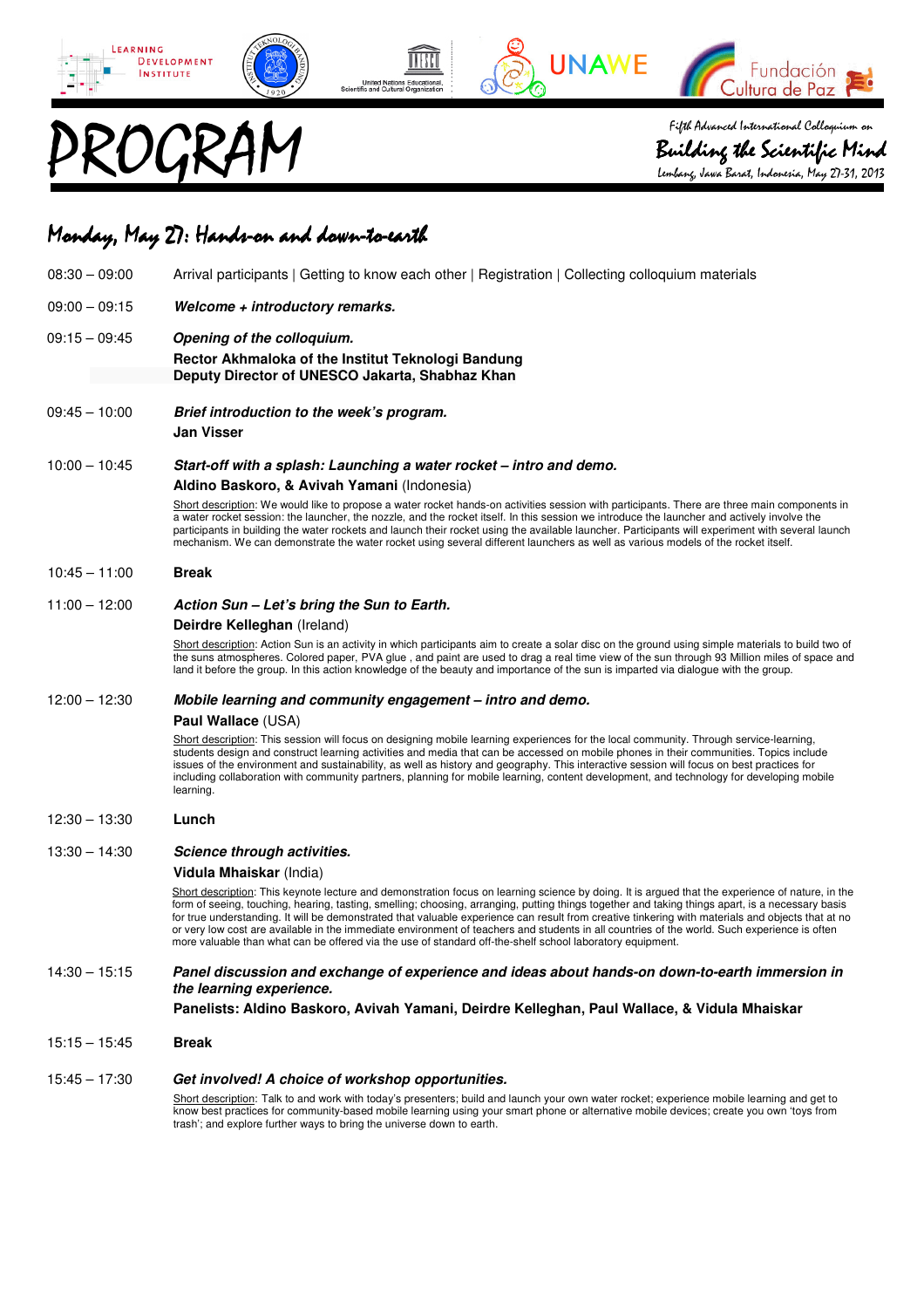# PROGRAM

Fifth Advanced International Colloquium on

**Building the Scientific Mind**

Lembang, Jawa Barat, Indonesia, May 27-31, 2013

## Monday, May 27: Hands-on and down-to-earth

08:30 – 09:00 Arrival participants | Getting to know each other | Registration | Collecting colloquium materials

09:00 – 09:15 ***Welcome + introductory remarks.***

09:15 – 09:45 ***Opening of the colloquium.***
**Rector Akhmaloka of the Institut Teknologi Bandung**
**Deputy Director of UNESCO Jakarta, Shabhaz Khan**

09:45 – 10:00 ***Brief introduction to the week's program.***
**Jan Visser**

10:00 – 10:45 ***Start-off with a splash: Launching a water rocket – intro and demo.***
**Aldino Baskoro, & Avivah Yamani** (Indonesia)

Short description: We would like to propose a water rocket hands-on activities session with participants. There are three main components in a water rocket session: the launcher, the nozzle, and the rocket itself. In this session we introduce the launcher and actively involve the participants in building the water rockets and launch their rocket using the available launcher. Participants will experiment with several launch mechanism. We can demonstrate the water rocket using several different launchers as well as various models of the rocket itself.

10:45 – 11:00 **Break**

11:00 – 12:00 ***Action Sun – Let's bring the Sun to Earth.***
**Deirdre Kelleghan** (Ireland)

Short description: Action Sun is an activity in which participants aim to create a solar disc on the ground using simple materials to build two of the suns atmospheres. Colored paper, PVA glue , and paint are used to drag a real time view of the sun through 93 Million miles of space and land it before the group. In this action knowledge of the beauty and importance of the sun is imparted via dialogue with the group.

12:00 – 12:30 ***Mobile learning and community engagement – intro and demo.***
**Paul Wallace** (USA)

Short description: This session will focus on designing mobile learning experiences for the local community. Through service-learning, students design and construct learning activities and media that can be accessed on mobile phones in their communities. Topics include issues of the environment and sustainability, as well as history and geography. This interactive session will focus on best practices for including collaboration with community partners, planning for mobile learning, content development, and technology for developing mobile learning.

12:30 – 13:30 **Lunch**

13:30 – 14:30 ***Science through activities.***
**Vidula Mhaiskar** (India)

Short description: This keynote lecture and demonstration focus on learning science by doing. It is argued that the experience of nature, in the form of seeing, touching, hearing, tasting, smelling; choosing, arranging, putting things together and taking things apart, is a necessary basis for true understanding. It will be demonstrated that valuable experience can result from creative tinkering with materials and objects that at no or very low cost are available in the immediate environment of teachers and students in all countries of the world. Such experience is often more valuable than what can be offered via the use of standard off-the-shelf school laboratory equipment.

14:30 – 15:15 ***Panel discussion and exchange of experience and ideas about hands-on down-to-earth immersion in the learning experience.***
**Panelists: Aldino Baskoro, Avivah Yamani, Deirdre Kelleghan, Paul Wallace, & Vidula Mhaiskar**

15:15 – 15:45 **Break**

15:45 – 17:30 ***Get involved! A choice of workshop opportunities.***

Short description: Talk to and work with today's presenters; build and launch your own water rocket; experience mobile learning and get to know best practices for community-based mobile learning using your smart phone or alternative mobile devices; create you own 'toys from trash'; and explore further ways to bring the universe down to earth.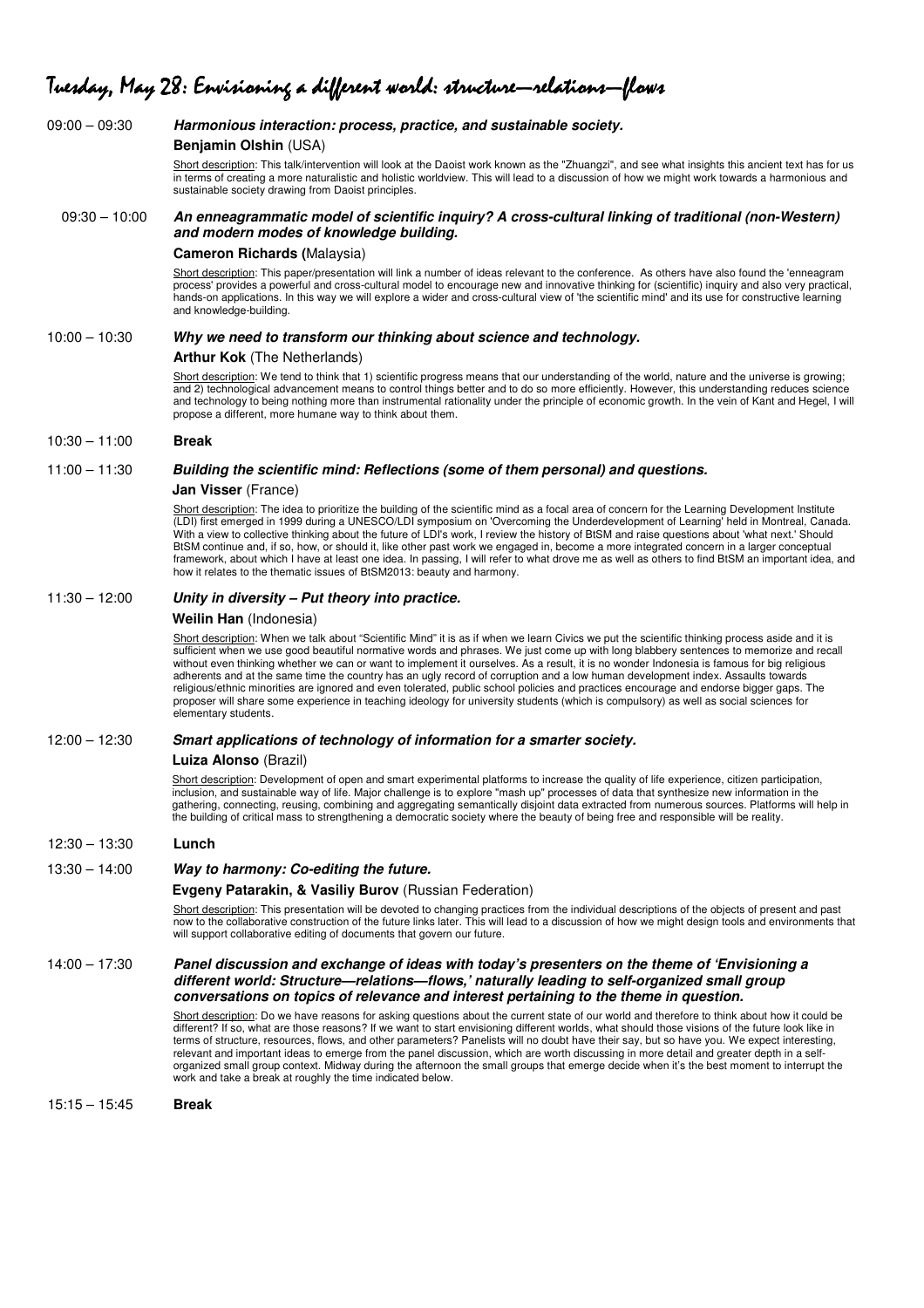# Tuesday, May 28: Envisioning a different world: structure—relations—flows

09:00 – 09:30 ***Harmonious interaction: process, practice, and sustainable society.***

**Benjamin Olshin** (USA)

Short description: This talk/intervention will look at the Daoist work known as the "Zhuangzi", and see what insights this ancient text has for us in terms of creating a more naturalistic and holistic worldview. This will lead to a discussion of how we might work towards a harmonious and sustainable society drawing from Daoist principles.

09:30 – 10:00 ***An enneagrammatic model of scientific inquiry? A cross-cultural linking of traditional (non-Western) and modern modes of knowledge building.***

**Cameron Richards (**Malaysia)

Short description: This paper/presentation will link a number of ideas relevant to the conference. As others have also found the 'enneagram process' provides a powerful and cross-cultural model to encourage new and innovative thinking for (scientific) inquiry and also very practical, hands-on applications. In this way we will explore a wider and cross-cultural view of 'the scientific mind' and its use for constructive learning and knowledge-building.

10:00 – 10:30 ***Why we need to transform our thinking about science and technology.***

**Arthur Kok** (The Netherlands)

Short description: We tend to think that 1) scientific progress means that our understanding of the world, nature and the universe is growing; and 2) technological advancement means to control things better and to do so more efficiently. However, this understanding reduces science and technology to being nothing more than instrumental rationality under the principle of economic growth. In the vein of Kant and Hegel, I will propose a different, more humane way to think about them.

10:30 – 11:00 **Break**

11:00 – 11:30 ***Building the scientific mind: Reflections (some of them personal) and questions.***

**Jan Visser** (France)

Short description: The idea to prioritize the building of the scientific mind as a focal area of concern for the Learning Development Institute (LDI) first emerged in 1999 during a UNESCO/LDI symposium on 'Overcoming the Underdevelopment of Learning' held in Montreal, Canada. With a view to collective thinking about the future of LDI's work, I review the history of BtSM and raise questions about 'what next.' Should BtSM continue and, if so, how, or should it, like other past work we engaged in, become a more integrated concern in a larger conceptual framework, about which I have at least one idea. In passing, I will refer to what drove me as well as others to find BtSM an important idea, and how it relates to the thematic issues of BtSM2013: beauty and harmony.

11:30 – 12:00 ***Unity in diversity – Put theory into practice.***

**Weilin Han** (Indonesia)

Short description: When we talk about "Scientific Mind" it is as if when we learn Civics we put the scientific thinking process aside and it is sufficient when we use good beautiful normative words and phrases. We just come up with long blabbery sentences to memorize and recall without even thinking whether we can or want to implement it ourselves. As a result, it is no wonder Indonesia is famous for big religious adherents and at the same time the country has an ugly record of corruption and a low human development index. Assaults towards religious/ethnic minorities are ignored and even tolerated, public school policies and practices encourage and endorse bigger gaps. The proposer will share some experience in teaching ideology for university students (which is compulsory) as well as social sciences for elementary students.

12:00 – 12:30 ***Smart applications of technology of information for a smarter society.***

**Luiza Alonso** (Brazil)

Short description: Development of open and smart experimental platforms to increase the quality of life experience, citizen participation, inclusion, and sustainable way of life. Major challenge is to explore "mash up" processes of data that synthesize new information in the gathering, connecting, reusing, combining and aggregating semantically disjoint data extracted from numerous sources. Platforms will help in the building of critical mass to strengthening a democratic society where the beauty of being free and responsible will be reality.

12:30 – 13:30 **Lunch**

13:30 – 14:00 ***Way to harmony: Co-editing the future.***

**Evgeny Patarakin, & Vasiliy Burov** (Russian Federation)

Short description: This presentation will be devoted to changing practices from the individual descriptions of the objects of present and past now to the collaborative construction of the future links later. This will lead to a discussion of how we might design tools and environments that will support collaborative editing of documents that govern our future.

14:00 – 17:30 ***Panel discussion and exchange of ideas with today's presenters on the theme of 'Envisioning a different world: Structure—relations—flows,' naturally leading to self-organized small group conversations on topics of relevance and interest pertaining to the theme in question.***

Short description: Do we have reasons for asking questions about the current state of our world and therefore to think about how it could be different? If so, what are those reasons? If we want to start envisioning different worlds, what should those visions of the future look like in terms of structure, resources, flows, and other parameters? Panelists will no doubt have their say, but so have you. We expect interesting, relevant and important ideas to emerge from the panel discussion, which are worth discussing in more detail and greater depth in a self-organized small group context. Midway during the afternoon the small groups that emerge decide when it's the best moment to interrupt the work and take a break at roughly the time indicated below.

15:15 – 15:45 **Break**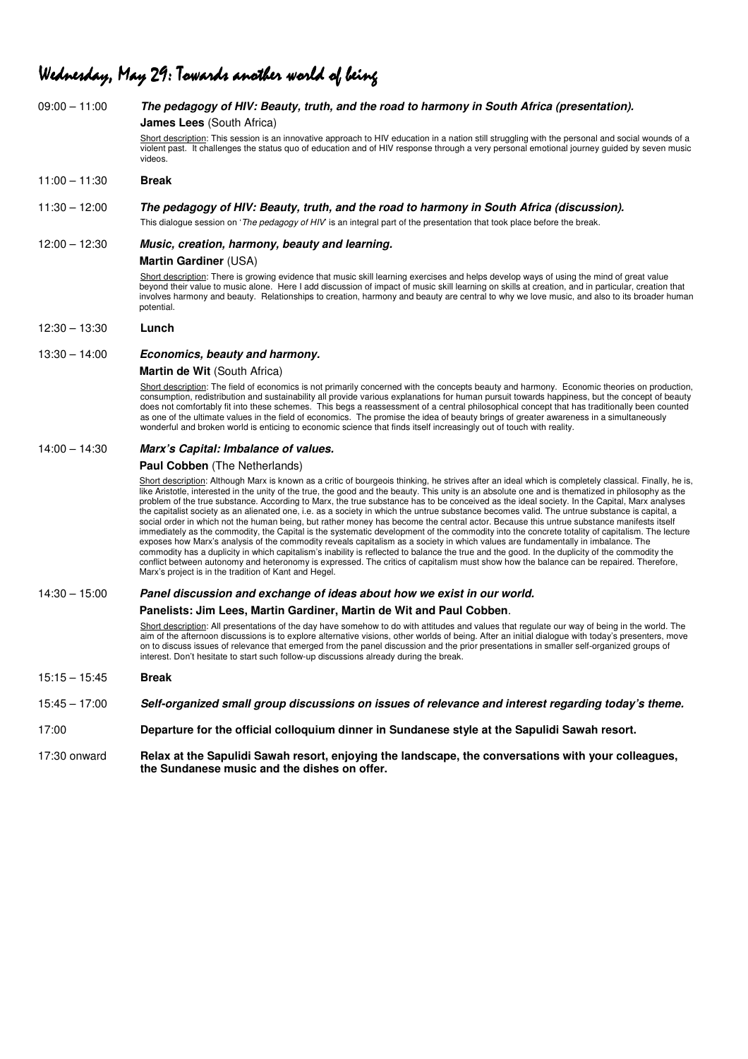# Wednesday, May 29: Towards another world of being

**09:00 – 11:00** ***The pedagogy of HIV: Beauty, truth, and the road to harmony in South Africa (presentation).***

**James Lees** (South Africa)

Short description: This session is an innovative approach to HIV education in a nation still struggling with the personal and social wounds of a violent past. It challenges the status quo of education and of HIV response through a very personal emotional journey guided by seven music videos.

**11:00 – 11:30** **Break**

**11:30 – 12:00** ***The pedagogy of HIV: Beauty, truth, and the road to harmony in South Africa (discussion).***

This dialogue session on '*The pedagogy of HIV*' is an integral part of the presentation that took place before the break.

**12:00 – 12:30** ***Music, creation, harmony, beauty and learning.***

**Martin Gardiner** (USA)

Short description: There is growing evidence that music skill learning exercises and helps develop ways of using the mind of great value beyond their value to music alone. Here I add discussion of impact of music skill learning on skills at creation, and in particular, creation that involves harmony and beauty. Relationships to creation, harmony and beauty are central to why we love music, and also to its broader human potential.

**12:30 – 13:30** **Lunch**

**13:30 – 14:00** ***Economics, beauty and harmony.***

**Martin de Wit** (South Africa)

Short description: The field of economics is not primarily concerned with the concepts beauty and harmony. Economic theories on production, consumption, redistribution and sustainability all provide various explanations for human pursuit towards happiness, but the concept of beauty does not comfortably fit into these schemes. This begs a reassessment of a central philosophical concept that has traditionally been counted as one of the ultimate values in the field of economics. The promise the idea of beauty brings of greater awareness in a simultaneously wonderful and broken world is enticing to economic science that finds itself increasingly out of touch with reality.

**14:00 – 14:30** ***Marx's Capital: Imbalance of values.***

**Paul Cobben** (The Netherlands)

Short description: Although Marx is known as a critic of bourgeois thinking, he strives after an ideal which is completely classical. Finally, he is, like Aristotle, interested in the unity of the true, the good and the beauty. This unity is an absolute one and is thematized in philosophy as the problem of the true substance. According to Marx, the true substance has to be conceived as the ideal society. In the Capital, Marx analyses the capitalist society as an alienated one, i.e. as a society in which the untrue substance becomes valid. The untrue substance is capital, a social order in which not the human being, but rather money has become the central actor. Because this untrue substance manifests itself immediately as the commodity, the Capital is the systematic development of the commodity into the concrete totality of capitalism. The lecture exposes how Marx's analysis of the commodity reveals capitalism as a society in which values are fundamentally in imbalance. The commodity has a duplicity in which capitalism's inability is reflected to balance the true and the good. In the duplicity of the commodity the conflict between autonomy and heteronomy is expressed. The critics of capitalism must show how the balance can be repaired. Therefore, Marx's project is in the tradition of Kant and Hegel.

**14:30 – 15:00** ***Panel discussion and exchange of ideas about how we exist in our world.***

**Panelists: Jim Lees, Martin Gardiner, Martin de Wit and Paul Cobben**.

Short description: All presentations of the day have somehow to do with attitudes and values that regulate our way of being in the world. The aim of the afternoon discussions is to explore alternative visions, other worlds of being. After an initial dialogue with today's presenters, move on to discuss issues of relevance that emerged from the panel discussion and the prior presentations in smaller self-organized groups of interest. Don't hesitate to start such follow-up discussions already during the break.

**15:15 – 15:45** **Break**

**15:45 – 17:00** ***Self-organized small group discussions on issues of relevance and interest regarding today's theme.***

**17:00** **Departure for the official colloquium dinner in Sundanese style at the Sapulidi Sawah resort.**

**17:30 onward** **Relax at the Sapulidi Sawah resort, enjoying the landscape, the conversations with your colleagues, the Sundanese music and the dishes on offer.**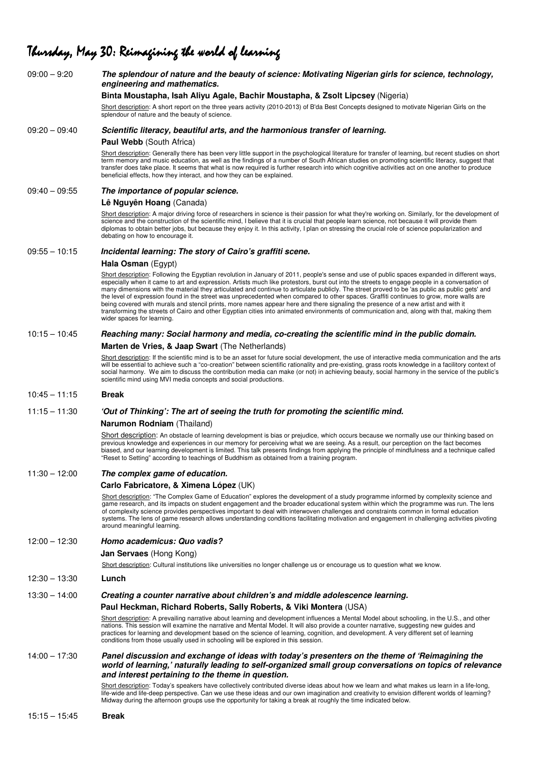# Thursday, May 30: Reimagining the world of learning

**09:00 – 9:20** ***The splendour of nature and the beauty of science: Motivating Nigerian girls for science, technology, engineering and mathematics.***

**Binta Moustapha, Isah Aliyu Agale, Bachir Moustapha, & Zsolt Lipcsey** (Nigeria)

Short description: A short report on the three years activity (2010-2013) of B'da Best Concepts designed to motivate Nigerian Girls on the splendour of nature and the beauty of science.

**09:20 – 09:40** ***Scientific literacy, beautiful arts, and the harmonious transfer of learning.***

**Paul Webb** (South Africa)

Short description: Generally there has been very little support in the psychological literature for transfer of learning, but recent studies on short term memory and music education, as well as the findings of a number of South African studies on promoting scientific literacy, suggest that transfer does take place. It seems that what is now required is further research into which cognitive activities act on one another to produce beneficial effects, how they interact, and how they can be explained.

**09:40 – 09:55** ***The importance of popular science.***

**Lê Nguyên Hoang** (Canada)

Short description: A major driving force of researchers in science is their passion for what they're working on. Similarly, for the development of science and the construction of the scientific mind, I believe that it is crucial that people learn science, not because it will provide them diplomas to obtain better jobs, but because they enjoy it. In this activity, I plan on stressing the crucial role of science popularization and debating on how to encourage it.

**09:55 – 10:15** ***Incidental learning: The story of Cairo's graffiti scene.***

**Hala Osman** (Egypt)

Short description: Following the Egyptian revolution in January of 2011, people's sense and use of public spaces expanded in different ways, especially when it came to art and expression. Artists much like protestors, burst out into the streets to engage people in a conversation of many dimensions with the material they articulated and continue to articulate publicly. The street proved to be 'as public as public gets' and the level of expression found in the street was unprecedented when compared to other spaces. Graffiti continues to grow, more walls are being covered with murals and stencil prints, more names appear here and there signaling the presence of a new artist and with it transforming the streets of Cairo and other Egyptian cities into animated environments of communication and, along with that, making them wider spaces for learning.

**10:15 – 10:45** ***Reaching many: Social harmony and media, co-creating the scientific mind in the public domain.***

**Marten de Vries, & Jaap Swart** (The Netherlands)

Short description: If the scientific mind is to be an asset for future social development, the use of interactive media communication and the arts will be essential to achieve such a "co-creation" between scientific rationality and pre-existing, grass roots knowledge in a facilitory context of social harmony. We aim to discuss the contribution media can make (or not) in achieving beauty, social harmony in the service of the public's scientific mind using MVI media concepts and social productions.

**10:45 – 11:15** **Break**

**11:15 – 11:30** ***'Out of Thinking': The art of seeing the truth for promoting the scientific mind.***

**Narumon Rodniam** (Thailand)

Short description: An obstacle of learning development is bias or prejudice, which occurs because we normally use our thinking based on previous knowledge and experiences in our memory for perceiving what we are seeing. As a result, our perception on the fact becomes biased, and our learning development is limited. This talk presents findings from applying the principle of mindfulness and a technique called "Reset to Setting" according to teachings of Buddhism as obtained from a training program.

**11:30 – 12:00** ***The complex game of education.***

**Carlo Fabricatore, & Ximena López** (UK)

Short description: "The Complex Game of Education" explores the development of a study programme informed by complexity science and game research, and its impacts on student engagement and the broader educational system within which the programme was run. The lens of complexity science provides perspectives important to deal with interwoven challenges and constraints common in formal education systems. The lens of game research allows understanding conditions facilitating motivation and engagement in challenging activities pivoting around meaningful learning.

**12:00 – 12:30** ***Homo academicus: Quo vadis?***

**Jan Servaes** (Hong Kong)

Short description: Cultural institutions like universities no longer challenge us or encourage us to question what we know.

**12:30 – 13:30** **Lunch**

**13:30 – 14:00** ***Creating a counter narrative about children's and middle adolescence learning.***

**Paul Heckman, Richard Roberts, Sally Roberts, & Viki Montera** (USA)

Short description: A prevailing narrative about learning and development influences a Mental Model about schooling, in the U.S., and other nations. This session will examine the narrative and Mental Model. It will also provide a counter narrative, suggesting new guides and practices for learning and development based on the science of learning, cognition, and development. A very different set of learning conditions from those usually used in schooling will be explored in this session.

**14:00 – 17:30** ***Panel discussion and exchange of ideas with today's presenters on the theme of 'Reimagining the world of learning,' naturally leading to self-organized small group conversations on topics of relevance and interest pertaining to the theme in question.***

Short description: Today's speakers have collectively contributed diverse ideas about how we learn and what makes us learn in a life-long, life-wide and life-deep perspective. Can we use these ideas and our own imagination and creativity to envision different worlds of learning? Midway during the afternoon groups use the opportunity for taking a break at roughly the time indicated below.

**15:15 – 15:45** **Break**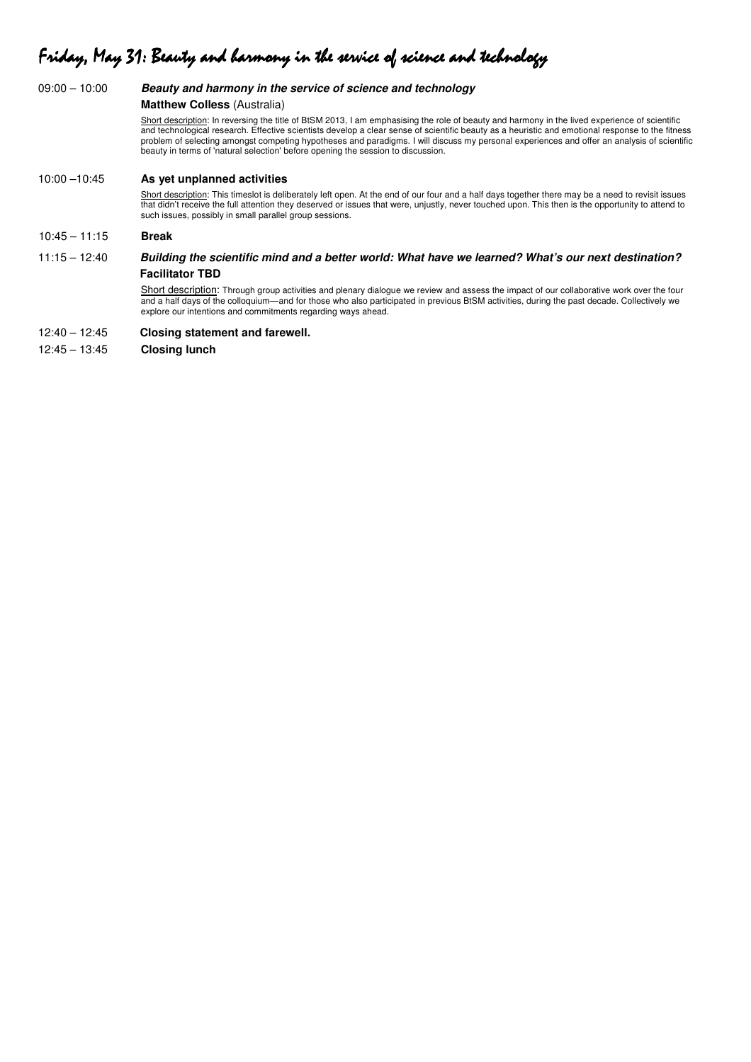# Friday, May 31: Beauty and harmony in the service of science and technology

**09:00 – 10:00** ***Beauty and harmony in the service of science and technology***

**Matthew Colless** (Australia)

Short description: In reversing the title of BtSM 2013, I am emphasising the role of beauty and harmony in the lived experience of scientific and technological research. Effective scientists develop a clear sense of scientific beauty as a heuristic and emotional response to the fitness problem of selecting amongst competing hypotheses and paradigms. I will discuss my personal experiences and offer an analysis of scientific beauty in terms of 'natural selection' before opening the session to discussion.

**10:00 –10:45** **As yet unplanned activities**

Short description: This timeslot is deliberately left open. At the end of our four and a half days together there may be a need to revisit issues that didn't receive the full attention they deserved or issues that were, unjustly, never touched upon. This then is the opportunity to attend to such issues, possibly in small parallel group sessions.

**10:45 – 11:15** **Break**

**11:15 – 12:40** ***Building the scientific mind and a better world: What have we learned? What's our next destination?***

**Facilitator TBD**

Short description: Through group activities and plenary dialogue we review and assess the impact of our collaborative work over the four and a half days of the colloquium—and for those who also participated in previous BtSM activities, during the past decade. Collectively we explore our intentions and commitments regarding ways ahead.

**12:40 – 12:45** **Closing statement and farewell.**

**12:45 – 13:45** **Closing lunch**